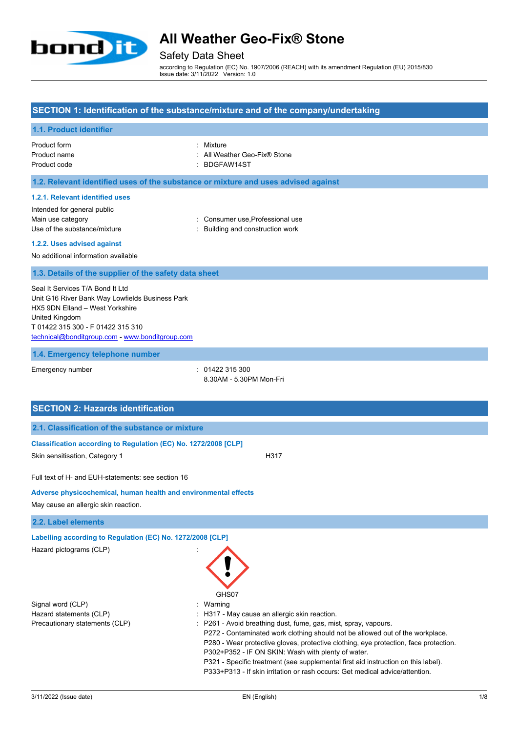# All Weather Geo-Fix® Stone

Safety Data Sheet

according to Regulation (EC) No. 1907/2006 (REACH) with its amendment Regulation (EU) 2015/830
Issue date: 3/11/2022 Version: 1.0

## SECTION 1: Identification of the substance/mixture and of the company/undertaking

### 1.1. Product identifier

| | |
|---|---|
| Product form | : Mixture |
| Product name | : All Weather Geo-Fix® Stone |
| Product code | : BDGFAW14ST |

### 1.2. Relevant identified uses of the substance or mixture and uses advised against

#### 1.2.1. Relevant identified uses

Intended for general public

| | |
|---|---|
| Main use category | : Consumer use,Professional use |
| Use of the substance/mixture | : Building and construction work |

#### 1.2.2. Uses advised against

No additional information available

### 1.3. Details of the supplier of the safety data sheet

Seal It Services T/A Bond It Ltd
Unit G16 River Bank Way Lowfields Business Park
HX5 9DN Elland – West Yorkshire
United Kingdom
T 01422 315 300 - F 01422 315 310
technical@bonditgroup.com - www.bonditgroup.com

### 1.4. Emergency telephone number

| | |
|---|---|
| Emergency number | : 01422 315 300<br>8.30AM - 5.30PM Mon-Fri |

## SECTION 2: Hazards identification

### 2.1. Classification of the substance or mixture

**Classification according to Regulation (EC) No. 1272/2008 [CLP]**

| | |
|---|---|
| Skin sensitisation, Category 1 | H317 |

Full text of H- and EUH-statements: see section 16

**Adverse physicochemical, human health and environmental effects**

May cause an allergic skin reaction.

### 2.2. Label elements

**Labelling according to Regulation (EC) No. 1272/2008 [CLP]**

Hazard pictograms (CLP) :

GHS07

| | |
|---|---|
| Signal word (CLP) | : Warning |
| Hazard statements (CLP) | : H317 - May cause an allergic skin reaction. |
| Precautionary statements (CLP) | : P261 - Avoid breathing dust, fume, gas, mist, spray, vapours.<br>P272 - Contaminated work clothing should not be allowed out of the workplace.<br>P280 - Wear protective gloves, protective clothing, eye protection, face protection.<br>P302+P352 - IF ON SKIN: Wash with plenty of water.<br>P321 - Specific treatment (see supplemental first aid instruction on this label).<br>P333+P313 - If skin irritation or rash occurs: Get medical advice/attention. |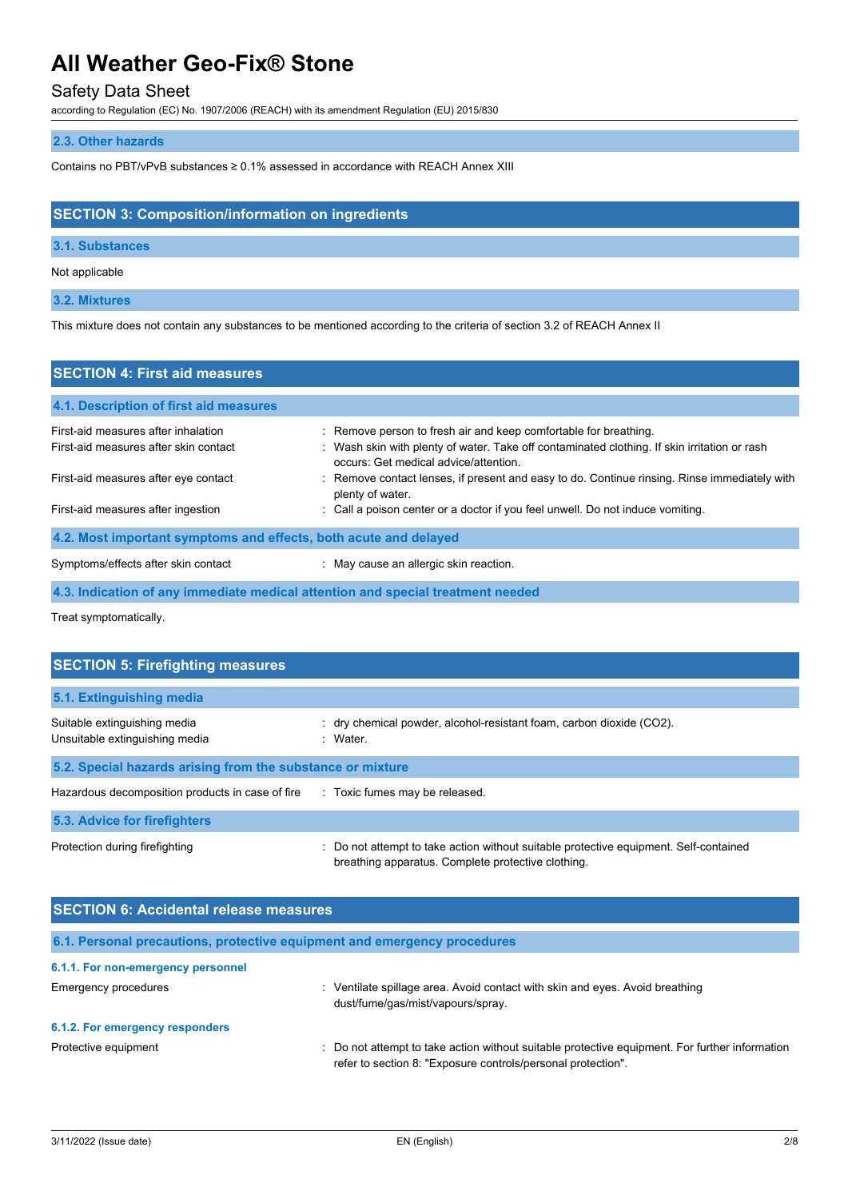### 2.3. Other hazards

Contains no PBT/vPvB substances ≥ 0.1% assessed in accordance with REACH Annex XIII

## SECTION 3: Composition/information on ingredients

### 3.1. Substances

Not applicable

### 3.2. Mixtures

This mixture does not contain any substances to be mentioned according to the criteria of section 3.2 of REACH Annex II

## SECTION 4: First aid measures

### 4.1. Description of first aid measures

| | |
|---|---|
| First-aid measures after inhalation | : Remove person to fresh air and keep comfortable for breathing. |
| First-aid measures after skin contact | : Wash skin with plenty of water. Take off contaminated clothing. If skin irritation or rash occurs: Get medical advice/attention. |
| First-aid measures after eye contact | : Remove contact lenses, if present and easy to do. Continue rinsing. Rinse immediately with plenty of water. |
| First-aid measures after ingestion | : Call a poison center or a doctor if you feel unwell. Do not induce vomiting. |

### 4.2. Most important symptoms and effects, both acute and delayed

| | |
|---|---|
| Symptoms/effects after skin contact | : May cause an allergic skin reaction. |

### 4.3. Indication of any immediate medical attention and special treatment needed

Treat symptomatically.

## SECTION 5: Firefighting measures

### 5.1. Extinguishing media

| | |
|---|---|
| Suitable extinguishing media | : dry chemical powder, alcohol-resistant foam, carbon dioxide ($CO_2$). |
| Unsuitable extinguishing media | : Water. |

### 5.2. Special hazards arising from the substance or mixture

| | |
|---|---|
| Hazardous decomposition products in case of fire | : Toxic fumes may be released. |

### 5.3. Advice for firefighters

| | |
|---|---|
| Protection during firefighting | : Do not attempt to take action without suitable protective equipment. Self-contained breathing apparatus. Complete protective clothing. |

## SECTION 6: Accidental release measures

### 6.1. Personal precautions, protective equipment and emergency procedures

#### 6.1.1. For non-emergency personnel

| | |
|---|---|
| Emergency procedures | : Ventilate spillage area. Avoid contact with skin and eyes. Avoid breathing dust/fume/gas/mist/vapours/spray. |

#### 6.1.2. For emergency responders

| | |
|---|---|
| Protective equipment | : Do not attempt to take action without suitable protective equipment. For further information refer to section 8: "Exposure controls/personal protection". |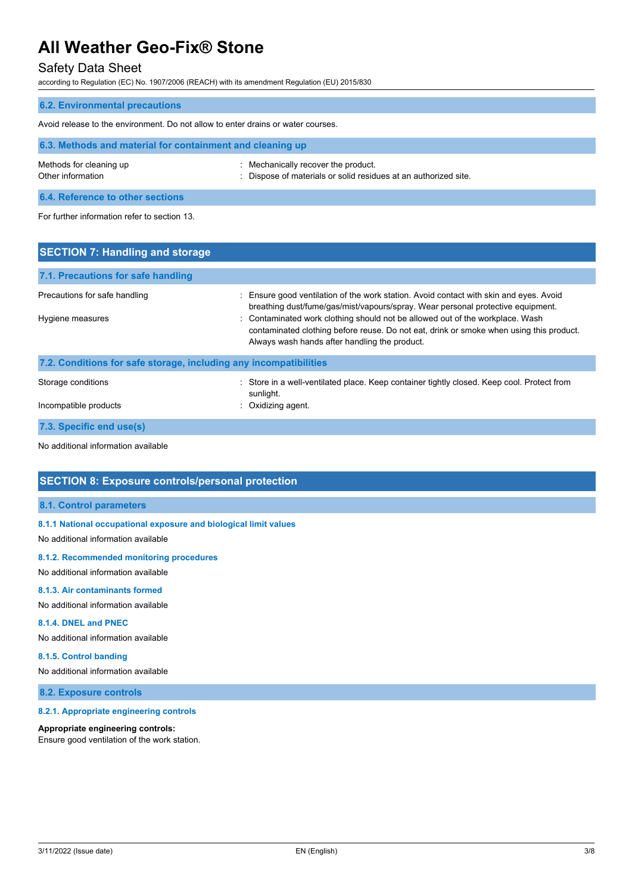### 6.2. Environmental precautions

Avoid release to the environment. Do not allow to enter drains or water courses.

### 6.3. Methods and material for containment and cleaning up

| | |
|---|---|
| Methods for cleaning up | : Mechanically recover the product. |
| Other information | : Dispose of materials or solid residues at an authorized site. |

### 6.4. Reference to other sections

For further information refer to section 13.

## SECTION 7: Handling and storage

### 7.1. Precautions for safe handling

| | |
|---|---|
| Precautions for safe handling | : Ensure good ventilation of the work station. Avoid contact with skin and eyes. Avoid breathing dust/fume/gas/mist/vapours/spray. Wear personal protective equipment. |
| Hygiene measures | : Contaminated work clothing should not be allowed out of the workplace. Wash contaminated clothing before reuse. Do not eat, drink or smoke when using this product. Always wash hands after handling the product. |

### 7.2. Conditions for safe storage, including any incompatibilities

| | |
|---|---|
| Storage conditions | : Store in a well-ventilated place. Keep container tightly closed. Keep cool. Protect from sunlight. |
| Incompatible products | : Oxidizing agent. |

### 7.3. Specific end use(s)

No additional information available

## SECTION 8: Exposure controls/personal protection

### 8.1. Control parameters

#### 8.1.1 National occupational exposure and biological limit values

No additional information available

#### 8.1.2. Recommended monitoring procedures

No additional information available

#### 8.1.3. Air contaminants formed

No additional information available

#### 8.1.4. DNEL and PNEC

No additional information available

#### 8.1.5. Control banding

No additional information available

### 8.2. Exposure controls

#### 8.2.1. Appropriate engineering controls

**Appropriate engineering controls:**

Ensure good ventilation of the work station.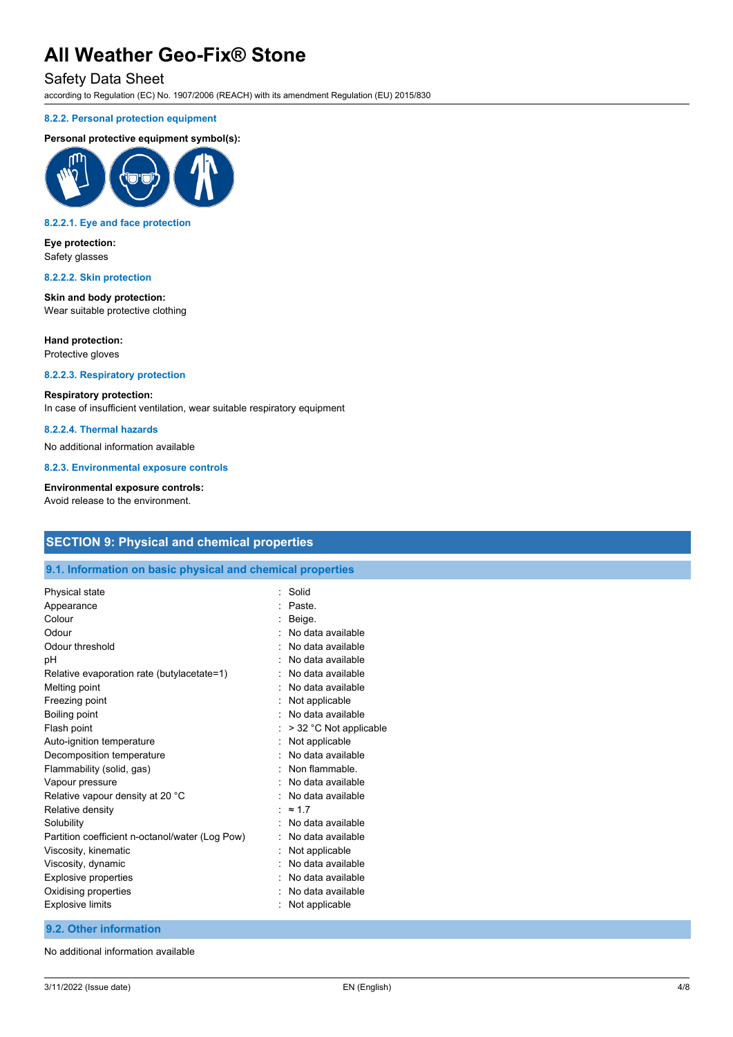#### 8.2.2. Personal protection equipment

**Personal protective equipment symbol(s):**

#### 8.2.2.1. Eye and face protection

**Eye protection:**
Safety glasses

#### 8.2.2.2. Skin protection

**Skin and body protection:**
Wear suitable protective clothing

**Hand protection:**
Protective gloves

#### 8.2.2.3. Respiratory protection

**Respiratory protection:**
In case of insufficient ventilation, wear suitable respiratory equipment

#### 8.2.2.4. Thermal hazards

No additional information available

#### 8.2.3. Environmental exposure controls

**Environmental exposure controls:**
Avoid release to the environment.

## SECTION 9: Physical and chemical properties

### 9.1. Information on basic physical and chemical properties

| Property | Value |
|---|---|
| Physical state | Solid |
| Appearance | Paste. |
| Colour | Beige. |
| Odour | No data available |
| Odour threshold | No data available |
| pH | No data available |
| Relative evaporation rate (butylacetate=1) | No data available |
| Melting point | No data available |
| Freezing point | Not applicable |
| Boiling point | No data available |
| Flash point | > 32 °C Not applicable |
| Auto-ignition temperature | Not applicable |
| Decomposition temperature | No data available |
| Flammability (solid, gas) | Non flammable. |
| Vapour pressure | No data available |
| Relative vapour density at 20 °C | No data available |
| Relative density | ≈ 1.7 |
| Solubility | No data available |
| Partition coefficient n-octanol/water (Log Pow) | No data available |
| Viscosity, kinematic | Not applicable |
| Viscosity, dynamic | No data available |
| Explosive properties | No data available |
| Oxidising properties | No data available |
| Explosive limits | Not applicable |

### 9.2. Other information

No additional information available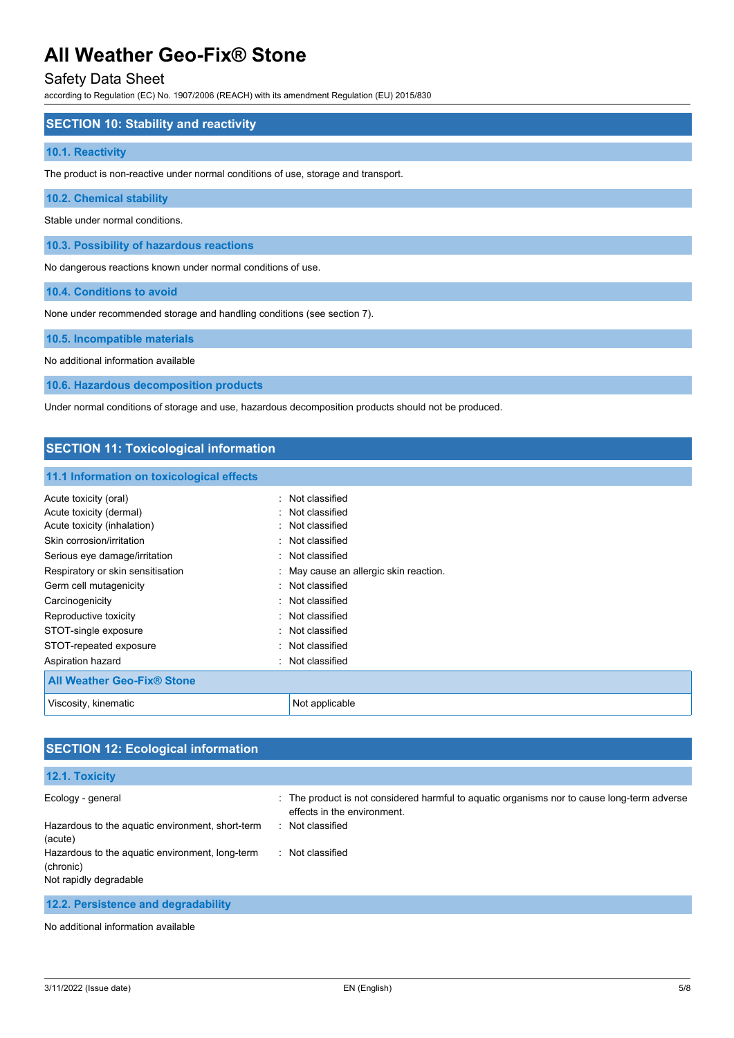## SECTION 10: Stability and reactivity

### 10.1. Reactivity

The product is non-reactive under normal conditions of use, storage and transport.

### 10.2. Chemical stability

Stable under normal conditions.

### 10.3. Possibility of hazardous reactions

No dangerous reactions known under normal conditions of use.

### 10.4. Conditions to avoid

None under recommended storage and handling conditions (see section 7).

### 10.5. Incompatible materials

No additional information available

### 10.6. Hazardous decomposition products

Under normal conditions of storage and use, hazardous decomposition products should not be produced.

## SECTION 11: Toxicological information

### 11.1 Information on toxicological effects

| | |
|---|---|
| Acute toxicity (oral) | : Not classified |
| Acute toxicity (dermal) | : Not classified |
| Acute toxicity (inhalation) | : Not classified |
| Skin corrosion/irritation | : Not classified |
| Serious eye damage/irritation | : Not classified |
| Respiratory or skin sensitisation | : May cause an allergic skin reaction. |
| Germ cell mutagenicity | : Not classified |
| Carcinogenicity | : Not classified |
| Reproductive toxicity | : Not classified |
| STOT-single exposure | : Not classified |
| STOT-repeated exposure | : Not classified |
| Aspiration hazard | : Not classified |

| All Weather Geo-Fix® Stone | |
|---|---|
| Viscosity, kinematic | Not applicable |

## SECTION 12: Ecological information

### 12.1. Toxicity

| | |
|---|---|
| Ecology - general | : The product is not considered harmful to aquatic organisms nor to cause long-term adverse effects in the environment. |
| Hazardous to the aquatic environment, short-term (acute) | : Not classified |
| Hazardous to the aquatic environment, long-term (chronic) | : Not classified |
| Not rapidly degradable | |

### 12.2. Persistence and degradability

No additional information available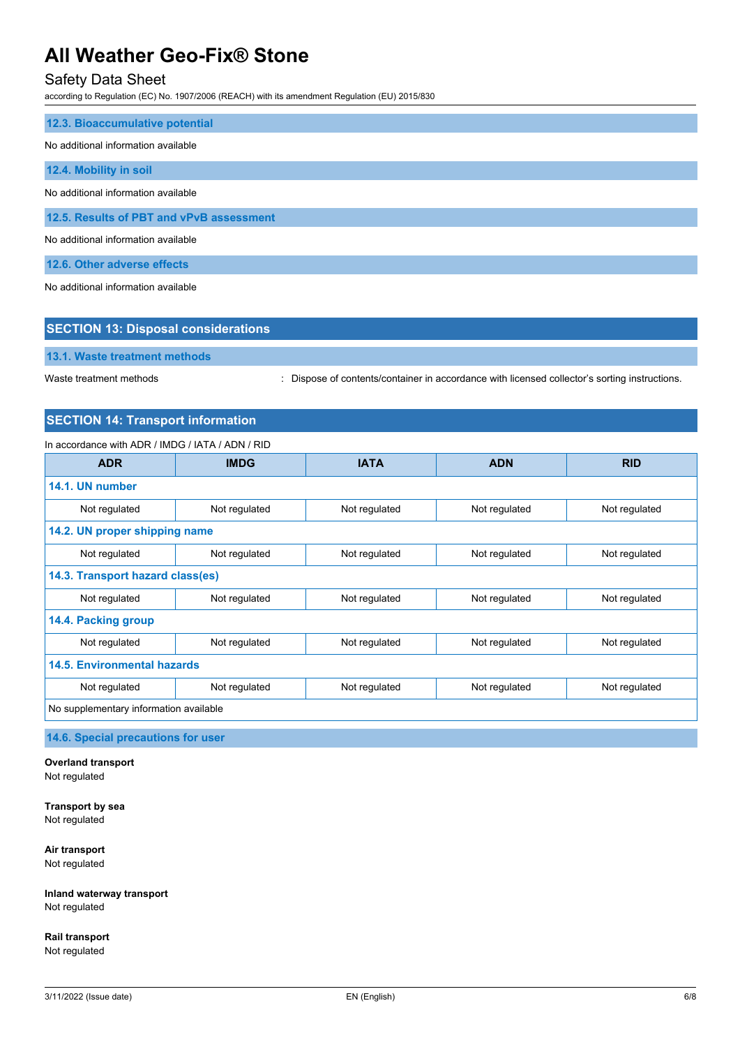### 12.3. Bioaccumulative potential

No additional information available

### 12.4. Mobility in soil

No additional information available

### 12.5. Results of PBT and vPvB assessment

No additional information available

### 12.6. Other adverse effects

No additional information available

## SECTION 13: Disposal considerations

### 13.1. Waste treatment methods

Waste treatment methods : Dispose of contents/container in accordance with licensed collector's sorting instructions.

## SECTION 14: Transport information

In accordance with ADR / IMDG / IATA / ADN / RID

| ADR | IMDG | IATA | ADN | RID |
|---|---|---|---|---|
| **14.1. UN number** | | | | |
| Not regulated | Not regulated | Not regulated | Not regulated | Not regulated |
| **14.2. UN proper shipping name** | | | | |
| Not regulated | Not regulated | Not regulated | Not regulated | Not regulated |
| **14.3. Transport hazard class(es)** | | | | |
| Not regulated | Not regulated | Not regulated | Not regulated | Not regulated |
| **14.4. Packing group** | | | | |
| Not regulated | Not regulated | Not regulated | Not regulated | Not regulated |
| **14.5. Environmental hazards** | | | | |
| Not regulated | Not regulated | Not regulated | Not regulated | Not regulated |
| No supplementary information available | | | | |

### 14.6. Special precautions for user

**Overland transport**
Not regulated

**Transport by sea**
Not regulated

**Air transport**
Not regulated

**Inland waterway transport**
Not regulated

**Rail transport**
Not regulated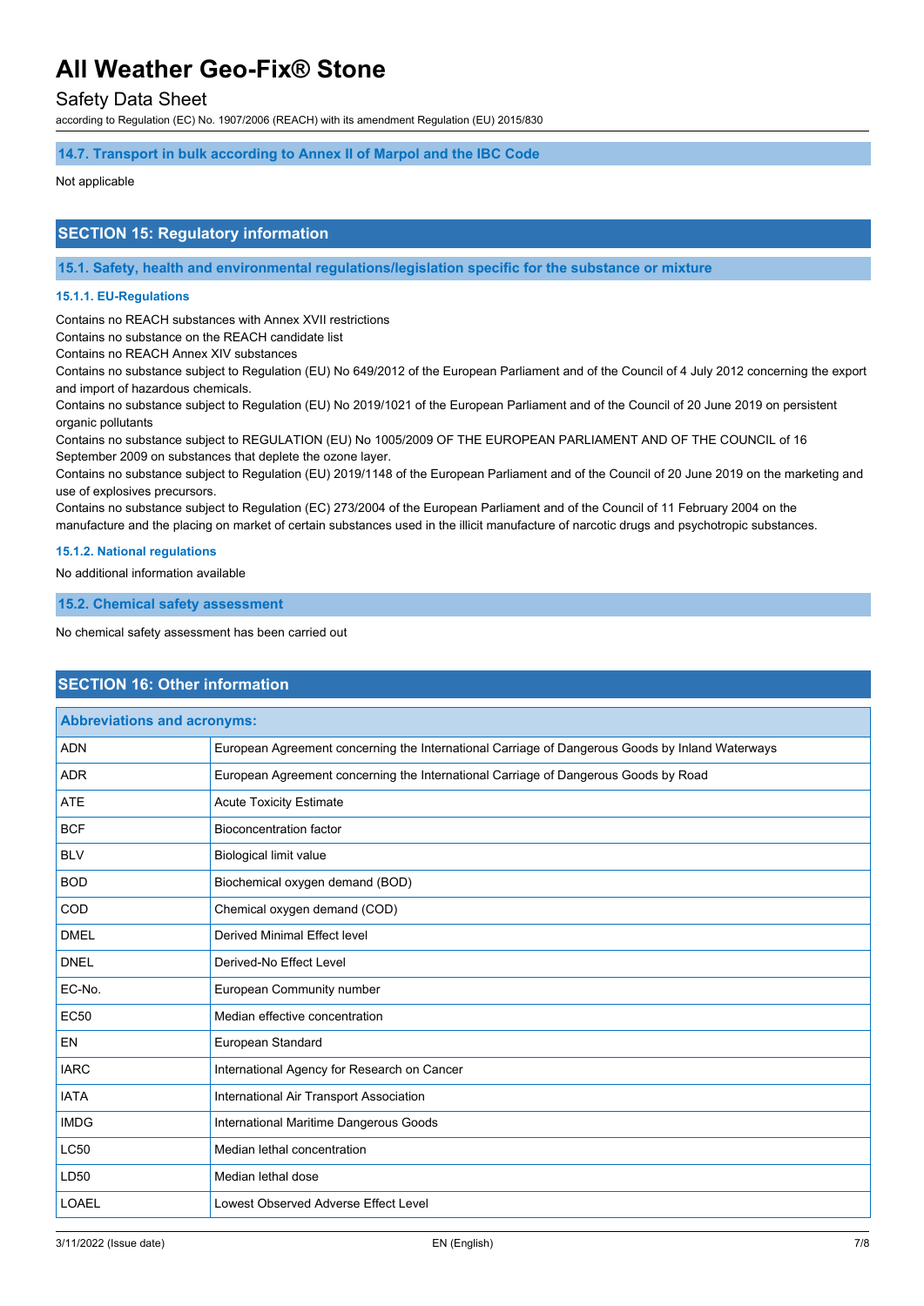### 14.7. Transport in bulk according to Annex II of Marpol and the IBC Code

Not applicable

## SECTION 15: Regulatory information

### 15.1. Safety, health and environmental regulations/legislation specific for the substance or mixture

#### 15.1.1. EU-Regulations

Contains no REACH substances with Annex XVII restrictions
Contains no substance on the REACH candidate list
Contains no REACH Annex XIV substances
Contains no substance subject to Regulation (EU) No 649/2012 of the European Parliament and of the Council of 4 July 2012 concerning the export and import of hazardous chemicals.
Contains no substance subject to Regulation (EU) No 2019/1021 of the European Parliament and of the Council of 20 June 2019 on persistent organic pollutants
Contains no substance subject to REGULATION (EU) No 1005/2009 OF THE EUROPEAN PARLIAMENT AND OF THE COUNCIL of 16 September 2009 on substances that deplete the ozone layer.
Contains no substance subject to Regulation (EU) 2019/1148 of the European Parliament and of the Council of 20 June 2019 on the marketing and use of explosives precursors.
Contains no substance subject to Regulation (EC) 273/2004 of the European Parliament and of the Council of 11 February 2004 on the manufacture and the placing on market of certain substances used in the illicit manufacture of narcotic drugs and psychotropic substances.

#### 15.1.2. National regulations

No additional information available

### 15.2. Chemical safety assessment

No chemical safety assessment has been carried out

## SECTION 16: Other information

| Abbreviations and acronyms: | |
|---|---|
| ADN | European Agreement concerning the International Carriage of Dangerous Goods by Inland Waterways |
| ADR | European Agreement concerning the International Carriage of Dangerous Goods by Road |
| ATE | Acute Toxicity Estimate |
| BCF | Bioconcentration factor |
| BLV | Biological limit value |
| BOD | Biochemical oxygen demand (BOD) |
| COD | Chemical oxygen demand (COD) |
| DMEL | Derived Minimal Effect level |
| DNEL | Derived-No Effect Level |
| EC-No. | European Community number |
| EC50 | Median effective concentration |
| EN | European Standard |
| IARC | International Agency for Research on Cancer |
| IATA | International Air Transport Association |
| IMDG | International Maritime Dangerous Goods |
| LC50 | Median lethal concentration |
| LD50 | Median lethal dose |
| LOAEL | Lowest Observed Adverse Effect Level |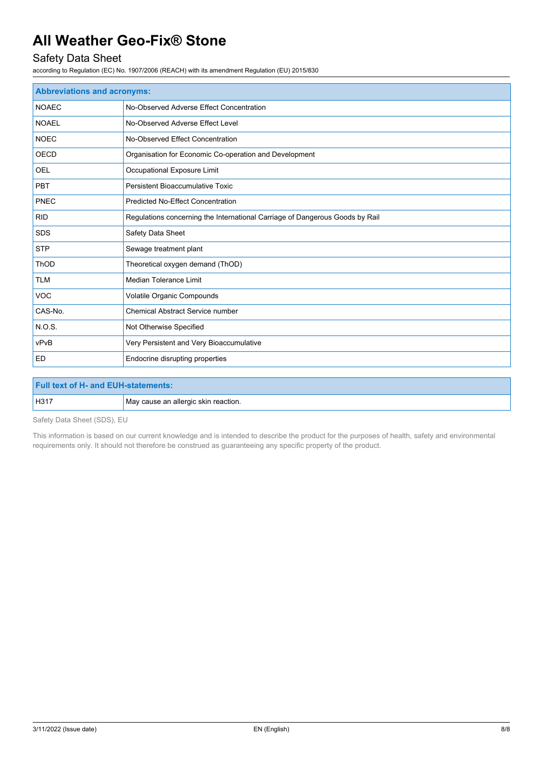| Abbreviations and acronyms: | |
|---|---|
| NOAEC | No-Observed Adverse Effect Concentration |
| NOAEL | No-Observed Adverse Effect Level |
| NOEC | No-Observed Effect Concentration |
| OECD | Organisation for Economic Co-operation and Development |
| OEL | Occupational Exposure Limit |
| PBT | Persistent Bioaccumulative Toxic |
| PNEC | Predicted No-Effect Concentration |
| RID | Regulations concerning the International Carriage of Dangerous Goods by Rail |
| SDS | Safety Data Sheet |
| STP | Sewage treatment plant |
| ThOD | Theoretical oxygen demand (ThOD) |
| TLM | Median Tolerance Limit |
| VOC | Volatile Organic Compounds |
| CAS-No. | Chemical Abstract Service number |
| N.O.S. | Not Otherwise Specified |
| vPvB | Very Persistent and Very Bioaccumulative |
| ED | Endocrine disrupting properties |

| Full text of H- and EUH-statements: | |
|---|---|
| H317 | May cause an allergic skin reaction. |

Safety Data Sheet (SDS), EU

This information is based on our current knowledge and is intended to describe the product for the purposes of health, safety and environmental requirements only. It should not therefore be construed as guaranteeing any specific property of the product.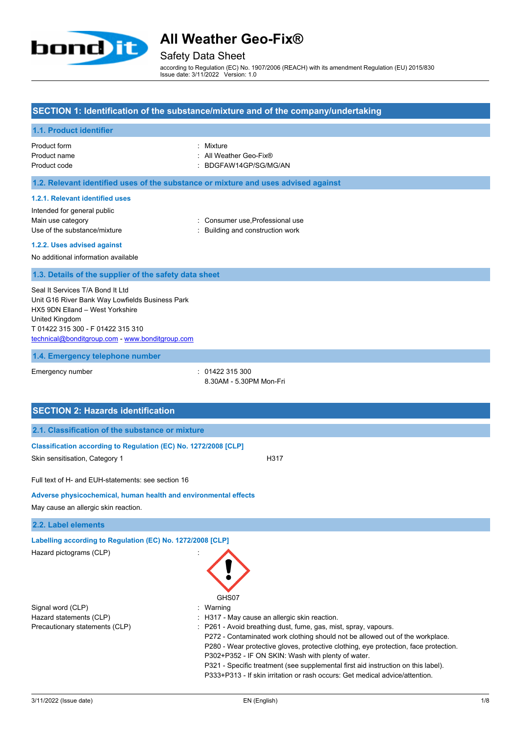# All Weather Geo-Fix®

## Safety Data Sheet

according to Regulation (EC) No. 1907/2006 (REACH) with its amendment Regulation (EU) 2015/830
Issue date: 3/11/2022 Version: 1.0

## SECTION 1: Identification of the substance/mixture and of the company/undertaking

### 1.1. Product identifier

| | |
|---|---|
| Product form | : Mixture |
| Product name | : All Weather Geo-Fix® |
| Product code | : BDGFAW14GP/SG/MG/AN |

### 1.2. Relevant identified uses of the substance or mixture and uses advised against

#### 1.2.1. Relevant identified uses

Intended for general public

| | |
|---|---|
| Main use category | : Consumer use,Professional use |
| Use of the substance/mixture | : Building and construction work |

#### 1.2.2. Uses advised against

No additional information available

### 1.3. Details of the supplier of the safety data sheet

Seal It Services T/A Bond It Ltd
Unit G16 River Bank Way Lowfields Business Park
HX5 9DN Elland – West Yorkshire
United Kingdom
T 01422 315 300 - F 01422 315 310
technical@bonditgroup.com - www.bonditgroup.com

### 1.4. Emergency telephone number

| | |
|---|---|
| Emergency number | : 01422 315 300<br>8.30AM - 5.30PM Mon-Fri |

## SECTION 2: Hazards identification

### 2.1. Classification of the substance or mixture

**Classification according to Regulation (EC) No. 1272/2008 [CLP]**

| | |
|---|---|
| Skin sensitisation, Category 1 | H317 |

Full text of H- and EUH-statements: see section 16

**Adverse physicochemical, human health and environmental effects**

May cause an allergic skin reaction.

### 2.2. Label elements

**Labelling according to Regulation (EC) No. 1272/2008 [CLP]**

Hazard pictograms (CLP) :

GHS07

| | |
|---|---|
| Signal word (CLP) | : Warning |
| Hazard statements (CLP) | : H317 - May cause an allergic skin reaction. |
| Precautionary statements (CLP) | : P261 - Avoid breathing dust, fume, gas, mist, spray, vapours.<br>P272 - Contaminated work clothing should not be allowed out of the workplace.<br>P280 - Wear protective gloves, protective clothing, eye protection, face protection.<br>P302+P352 - IF ON SKIN: Wash with plenty of water.<br>P321 - Specific treatment (see supplemental first aid instruction on this label).<br>P333+P313 - If skin irritation or rash occurs: Get medical advice/attention. |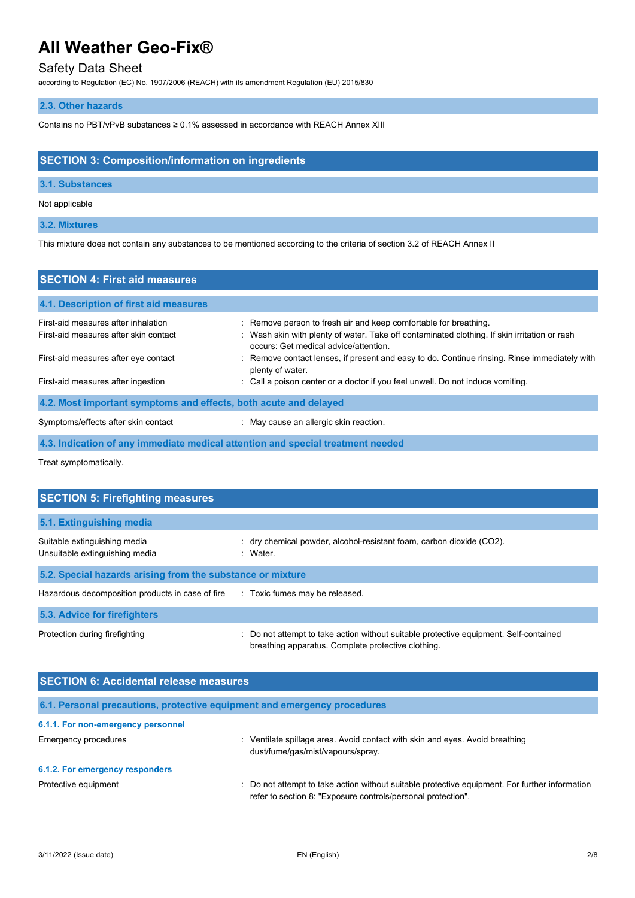### 2.3. Other hazards

Contains no PBT/vPvB substances ≥ 0.1% assessed in accordance with REACH Annex XIII

## SECTION 3: Composition/information on ingredients

### 3.1. Substances

Not applicable

### 3.2. Mixtures

This mixture does not contain any substances to be mentioned according to the criteria of section 3.2 of REACH Annex II

## SECTION 4: First aid measures

### 4.1. Description of first aid measures

| | |
|---|---|
| First-aid measures after inhalation | : Remove person to fresh air and keep comfortable for breathing. |
| First-aid measures after skin contact | : Wash skin with plenty of water. Take off contaminated clothing. If skin irritation or rash occurs: Get medical advice/attention. |
| First-aid measures after eye contact | : Remove contact lenses, if present and easy to do. Continue rinsing. Rinse immediately with plenty of water. |
| First-aid measures after ingestion | : Call a poison center or a doctor if you feel unwell. Do not induce vomiting. |

### 4.2. Most important symptoms and effects, both acute and delayed

| | |
|---|---|
| Symptoms/effects after skin contact | : May cause an allergic skin reaction. |

### 4.3. Indication of any immediate medical attention and special treatment needed

Treat symptomatically.

## SECTION 5: Firefighting measures

### 5.1. Extinguishing media

| | |
|---|---|
| Suitable extinguishing media | : dry chemical powder, alcohol-resistant foam, carbon dioxide ($CO_2$). |
| Unsuitable extinguishing media | : Water. |

### 5.2. Special hazards arising from the substance or mixture

| | |
|---|---|
| Hazardous decomposition products in case of fire | : Toxic fumes may be released. |

### 5.3. Advice for firefighters

| | |
|---|---|
| Protection during firefighting | : Do not attempt to take action without suitable protective equipment. Self-contained breathing apparatus. Complete protective clothing. |

## SECTION 6: Accidental release measures

### 6.1. Personal precautions, protective equipment and emergency procedures

#### 6.1.1. For non-emergency personnel

| | |
|---|---|
| Emergency procedures | : Ventilate spillage area. Avoid contact with skin and eyes. Avoid breathing dust/fume/gas/mist/vapours/spray. |

#### 6.1.2. For emergency responders

| | |
|---|---|
| Protective equipment | : Do not attempt to take action without suitable protective equipment. For further information refer to section 8: "Exposure controls/personal protection". |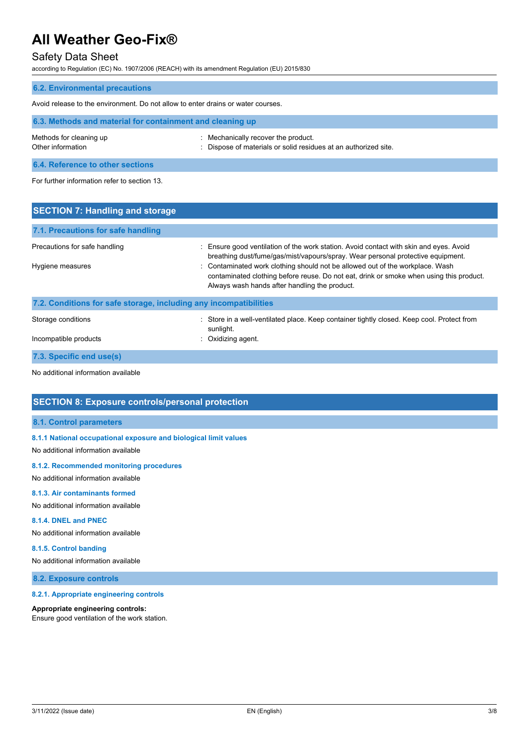### 6.2. Environmental precautions

Avoid release to the environment. Do not allow to enter drains or water courses.

### 6.3. Methods and material for containment and cleaning up

| | |
|---|---|
| Methods for cleaning up | : Mechanically recover the product. |
| Other information | : Dispose of materials or solid residues at an authorized site. |

### 6.4. Reference to other sections

For further information refer to section 13.

## SECTION 7: Handling and storage

### 7.1. Precautions for safe handling

| | |
|---|---|
| Precautions for safe handling | : Ensure good ventilation of the work station. Avoid contact with skin and eyes. Avoid breathing dust/fume/gas/mist/vapours/spray. Wear personal protective equipment. |
| Hygiene measures | : Contaminated work clothing should not be allowed out of the workplace. Wash contaminated clothing before reuse. Do not eat, drink or smoke when using this product. Always wash hands after handling the product. |

### 7.2. Conditions for safe storage, including any incompatibilities

| | |
|---|---|
| Storage conditions | : Store in a well-ventilated place. Keep container tightly closed. Keep cool. Protect from sunlight. |
| Incompatible products | : Oxidizing agent. |

### 7.3. Specific end use(s)

No additional information available

## SECTION 8: Exposure controls/personal protection

### 8.1. Control parameters

#### 8.1.1 National occupational exposure and biological limit values

No additional information available

#### 8.1.2. Recommended monitoring procedures

No additional information available

#### 8.1.3. Air contaminants formed

No additional information available

#### 8.1.4. DNEL and PNEC

No additional information available

#### 8.1.5. Control banding

No additional information available

### 8.2. Exposure controls

#### 8.2.1. Appropriate engineering controls

**Appropriate engineering controls:**
Ensure good ventilation of the work station.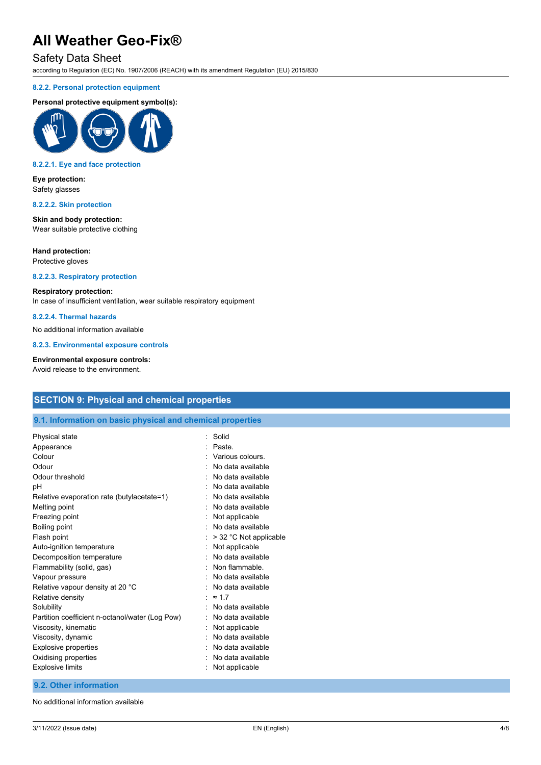#### 8.2.2. Personal protection equipment

**Personal protective equipment symbol(s):**

#### 8.2.2.1. Eye and face protection

**Eye protection:**
Safety glasses

#### 8.2.2.2. Skin protection

**Skin and body protection:**
Wear suitable protective clothing

**Hand protection:**
Protective gloves

#### 8.2.2.3. Respiratory protection

**Respiratory protection:**
In case of insufficient ventilation, wear suitable respiratory equipment

#### 8.2.2.4. Thermal hazards

No additional information available

#### 8.2.3. Environmental exposure controls

**Environmental exposure controls:**
Avoid release to the environment.

## SECTION 9: Physical and chemical properties

### 9.1. Information on basic physical and chemical properties

| Property | Value |
|---|---|
| Physical state | Solid |
| Appearance | Paste. |
| Colour | Various colours. |
| Odour | No data available |
| Odour threshold | No data available |
| pH | No data available |
| Relative evaporation rate (butylacetate=1) | No data available |
| Melting point | No data available |
| Freezing point | Not applicable |
| Boiling point | No data available |
| Flash point | > 32 °C Not applicable |
| Auto-ignition temperature | Not applicable |
| Decomposition temperature | No data available |
| Flammability (solid, gas) | Non flammable. |
| Vapour pressure | No data available |
| Relative vapour density at 20 °C | No data available |
| Relative density | ≈ 1.7 |
| Solubility | No data available |
| Partition coefficient n-octanol/water (Log Pow) | No data available |
| Viscosity, kinematic | Not applicable |
| Viscosity, dynamic | No data available |
| Explosive properties | No data available |
| Oxidising properties | No data available |
| Explosive limits | Not applicable |

### 9.2. Other information

No additional information available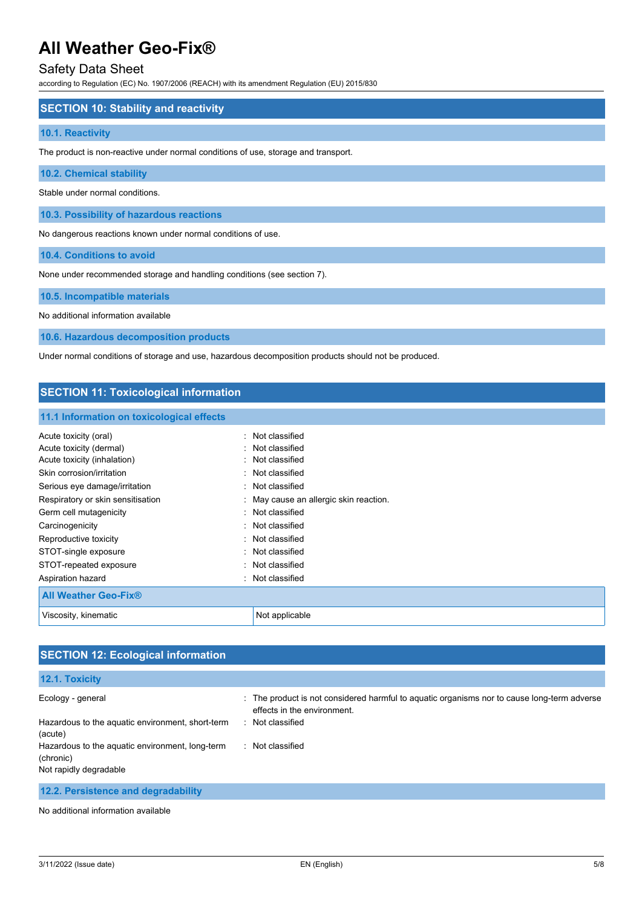## SECTION 10: Stability and reactivity

### 10.1. Reactivity

The product is non-reactive under normal conditions of use, storage and transport.

### 10.2. Chemical stability

Stable under normal conditions.

### 10.3. Possibility of hazardous reactions

No dangerous reactions known under normal conditions of use.

### 10.4. Conditions to avoid

None under recommended storage and handling conditions (see section 7).

### 10.5. Incompatible materials

No additional information available

### 10.6. Hazardous decomposition products

Under normal conditions of storage and use, hazardous decomposition products should not be produced.

## SECTION 11: Toxicological information

### 11.1 Information on toxicological effects

Acute toxicity (oral) : Not classified
Acute toxicity (dermal) : Not classified
Acute toxicity (inhalation) : Not classified
Skin corrosion/irritation : Not classified
Serious eye damage/irritation : Not classified
Respiratory or skin sensitisation : May cause an allergic skin reaction.
Germ cell mutagenicity : Not classified
Carcinogenicity : Not classified
Reproductive toxicity : Not classified
STOT-single exposure : Not classified
STOT-repeated exposure : Not classified
Aspiration hazard : Not classified

| All Weather Geo-Fix® | |
|---|---|
| Viscosity, kinematic | Not applicable |

## SECTION 12: Ecological information

### 12.1. Toxicity

Ecology - general : The product is not considered harmful to aquatic organisms nor to cause long-term adverse effects in the environment.
Hazardous to the aquatic environment, short-term (acute) : Not classified
Hazardous to the aquatic environment, long-term (chronic) : Not classified
Not rapidly degradable

### 12.2. Persistence and degradability

No additional information available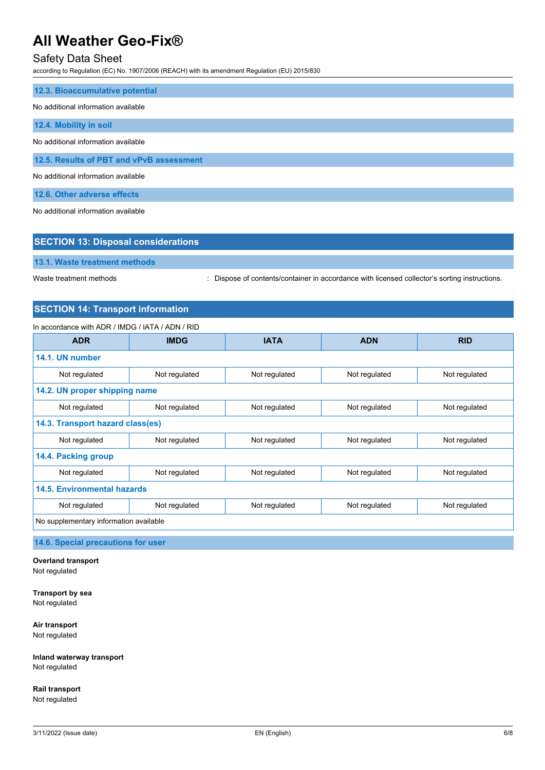### 12.3. Bioaccumulative potential

No additional information available

### 12.4. Mobility in soil

No additional information available

### 12.5. Results of PBT and vPvB assessment

No additional information available

### 12.6. Other adverse effects

No additional information available

## SECTION 13: Disposal considerations

### 13.1. Waste treatment methods

Waste treatment methods : Dispose of contents/container in accordance with licensed collector's sorting instructions.

## SECTION 14: Transport information

In accordance with ADR / IMDG / IATA / ADN / RID

| ADR | IMDG | IATA | ADN | RID |
|---|---|---|---|---|
| **14.1. UN number** | | | | |
| Not regulated | Not regulated | Not regulated | Not regulated | Not regulated |
| **14.2. UN proper shipping name** | | | | |
| Not regulated | Not regulated | Not regulated | Not regulated | Not regulated |
| **14.3. Transport hazard class(es)** | | | | |
| Not regulated | Not regulated | Not regulated | Not regulated | Not regulated |
| **14.4. Packing group** | | | | |
| Not regulated | Not regulated | Not regulated | Not regulated | Not regulated |
| **14.5. Environmental hazards** | | | | |
| Not regulated | Not regulated | Not regulated | Not regulated | Not regulated |
| No supplementary information available | | | | |

### 14.6. Special precautions for user

**Overland transport**
Not regulated

**Transport by sea**
Not regulated

**Air transport**
Not regulated

**Inland waterway transport**
Not regulated

**Rail transport**
Not regulated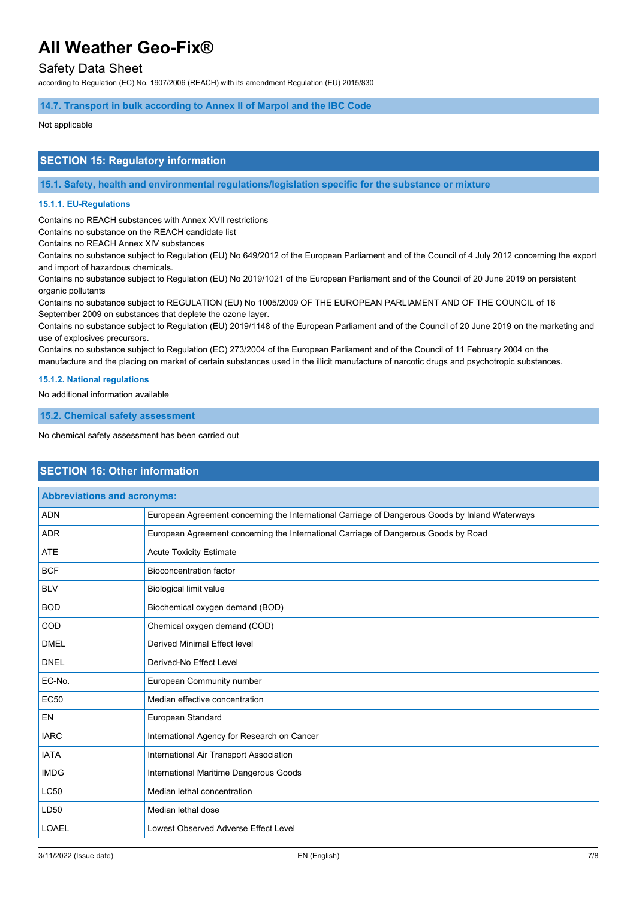### 14.7. Transport in bulk according to Annex II of Marpol and the IBC Code

Not applicable

## SECTION 15: Regulatory information

### 15.1. Safety, health and environmental regulations/legislation specific for the substance or mixture

#### 15.1.1. EU-Regulations

Contains no REACH substances with Annex XVII restrictions
Contains no substance on the REACH candidate list
Contains no REACH Annex XIV substances
Contains no substance subject to Regulation (EU) No 649/2012 of the European Parliament and of the Council of 4 July 2012 concerning the export and import of hazardous chemicals.
Contains no substance subject to Regulation (EU) No 2019/1021 of the European Parliament and of the Council of 20 June 2019 on persistent organic pollutants
Contains no substance subject to REGULATION (EU) No 1005/2009 OF THE EUROPEAN PARLIAMENT AND OF THE COUNCIL of 16 September 2009 on substances that deplete the ozone layer.
Contains no substance subject to Regulation (EU) 2019/1148 of the European Parliament and of the Council of 20 June 2019 on the marketing and use of explosives precursors.
Contains no substance subject to Regulation (EC) 273/2004 of the European Parliament and of the Council of 11 February 2004 on the manufacture and the placing on market of certain substances used in the illicit manufacture of narcotic drugs and psychotropic substances.

#### 15.1.2. National regulations

No additional information available

### 15.2. Chemical safety assessment

No chemical safety assessment has been carried out

## SECTION 16: Other information

| Abbreviations and acronyms: | |
|---|---|
| ADN | European Agreement concerning the International Carriage of Dangerous Goods by Inland Waterways |
| ADR | European Agreement concerning the International Carriage of Dangerous Goods by Road |
| ATE | Acute Toxicity Estimate |
| BCF | Bioconcentration factor |
| BLV | Biological limit value |
| BOD | Biochemical oxygen demand (BOD) |
| COD | Chemical oxygen demand (COD) |
| DMEL | Derived Minimal Effect level |
| DNEL | Derived-No Effect Level |
| EC-No. | European Community number |
| EC50 | Median effective concentration |
| EN | European Standard |
| IARC | International Agency for Research on Cancer |
| IATA | International Air Transport Association |
| IMDG | International Maritime Dangerous Goods |
| LC50 | Median lethal concentration |
| LD50 | Median lethal dose |
| LOAEL | Lowest Observed Adverse Effect Level |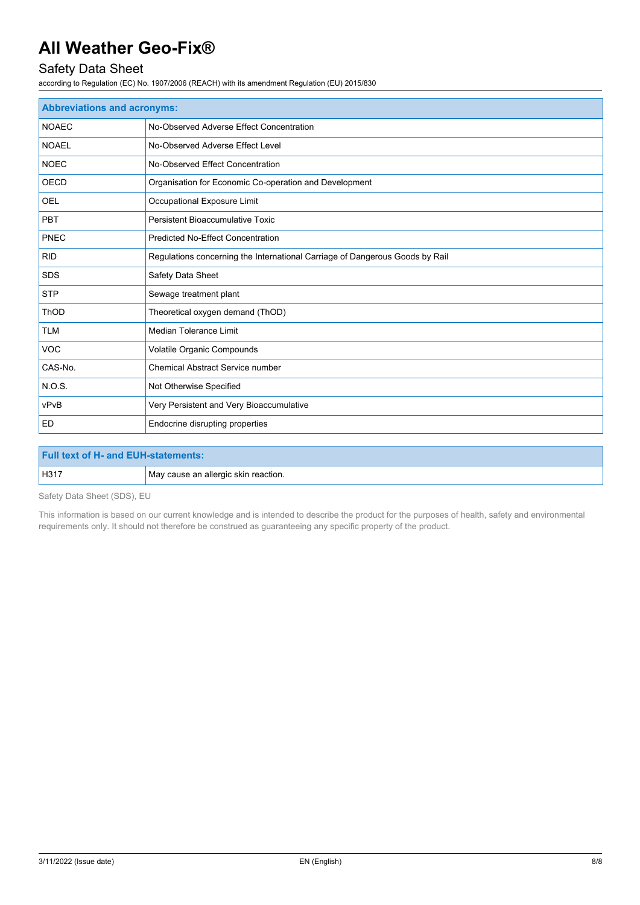| Abbreviations and acronyms: | |
| --- | --- |
| NOAEC | No-Observed Adverse Effect Concentration |
| NOAEL | No-Observed Adverse Effect Level |
| NOEC | No-Observed Effect Concentration |
| OECD | Organisation for Economic Co-operation and Development |
| OEL | Occupational Exposure Limit |
| PBT | Persistent Bioaccumulative Toxic |
| PNEC | Predicted No-Effect Concentration |
| RID | Regulations concerning the International Carriage of Dangerous Goods by Rail |
| SDS | Safety Data Sheet |
| STP | Sewage treatment plant |
| ThOD | Theoretical oxygen demand (ThOD) |
| TLM | Median Tolerance Limit |
| VOC | Volatile Organic Compounds |
| CAS-No. | Chemical Abstract Service number |
| N.O.S. | Not Otherwise Specified |
| vPvB | Very Persistent and Very Bioaccumulative |
| ED | Endocrine disrupting properties |

| Full text of H- and EUH-statements: | |
| --- | --- |
| H317 | May cause an allergic skin reaction. |

Safety Data Sheet (SDS), EU

This information is based on our current knowledge and is intended to describe the product for the purposes of health, safety and environmental requirements only. It should not therefore be construed as guaranteeing any specific property of the product.